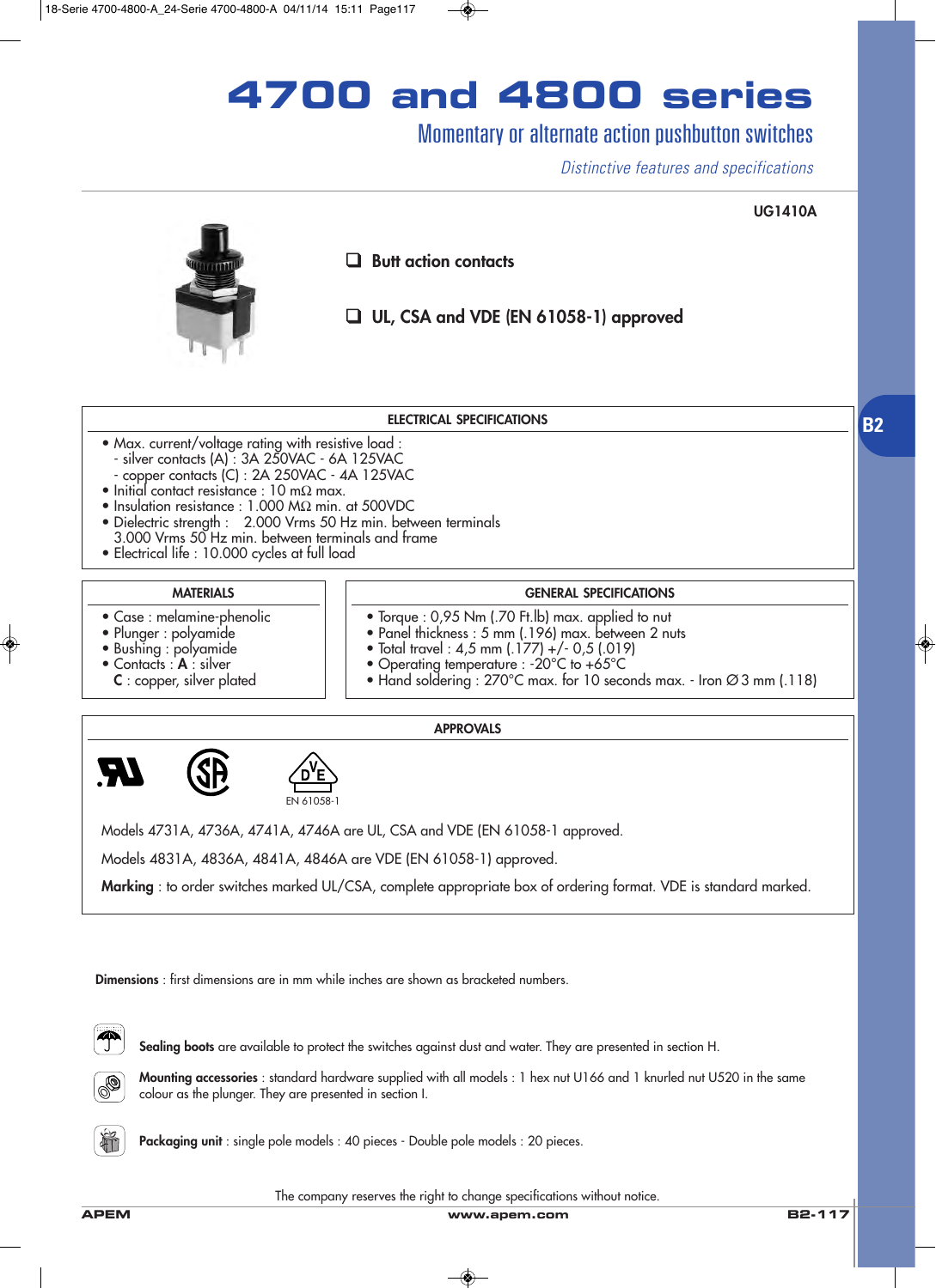# 4700 and 4800 series

## Momentary or alternate action pushbutton switches

*Distinctive features and specifications*

**UG1410A**

- ❑ **Butt action contacts**
- ❑ **UL, CSA and VDE (EN 61058-1) approved**

### ELECTRICAL SPECIFICATIONS

- Max. current/voltage rating with resistive load :
  - silver contacts (A) : 3A 250VAC - 6A 125VAC
  - copper contacts (C) : 2A 250VAC - 4A 125VAC
- Initial contact resistance : 10 mΩ max.
- Insulation resistance : 1.000 MΩ min. at 500VDC
- Dielectric strength : 2.000 Vrms 50 Hz min. between terminals
  3.000 Vrms 50 Hz min. between terminals and frame
- Electrical life : 10.000 cycles at full load

### MATERIALS

- Case : melamine-phenolic
- Plunger : polyamide
- Bushing : polyamide
- Contacts : **A** : silver
  **C** : copper, silver plated

### GENERAL SPECIFICATIONS

- Torque : 0,95 Nm (.70 Ft.lb) max. applied to nut
- Panel thickness : 5 mm (.196) max. between 2 nuts
- Total travel : 4,5 mm (.177) +/- 0,5 (.019)
- Operating temperature : -20°C to +65°C
- Hand soldering : 270°C max. for 10 seconds max. - Iron ∅ 3 mm (.118)

### APPROVALS

EN 61058-1

Models 4731A, 4736A, 4741A, 4746A are UL, CSA and VDE (EN 61058-1 approved.

Models 4831A, 4836A, 4841A, 4846A are VDE (EN 61058-1) approved.

**Marking** : to order switches marked UL/CSA, complete appropriate box of ordering format. VDE is standard marked.

**Dimensions** : first dimensions are in mm while inches are shown as bracketed numbers.

**Sealing boots** are available to protect the switches against dust and water. They are presented in section H.

**Mounting accessories** : standard hardware supplied with all models : 1 hex nut U166 and 1 knurled nut U520 in the same colour as the plunger. They are presented in section I.

**Packaging unit** : single pole models : 40 pieces - Double pole models : 20 pieces.

The company reserves the right to change specifications without notice.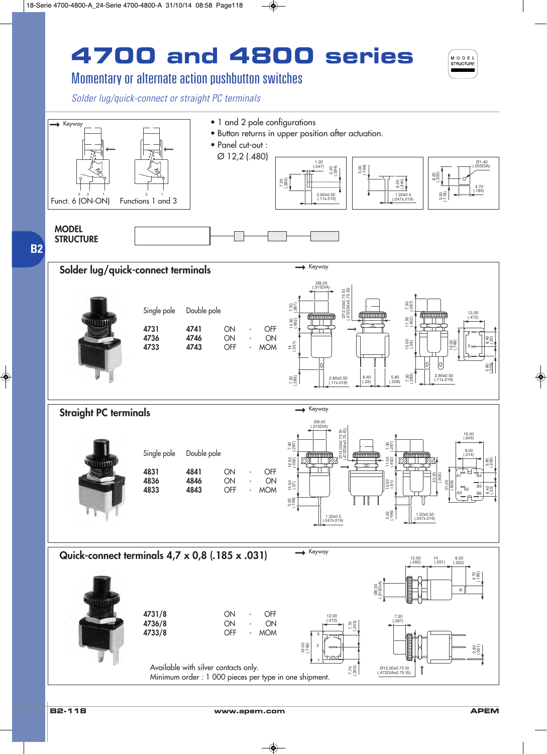# 4700 and 4800 series

## Momentary or alternate action pushbutton switches

*Solder lug/quick-connect or straight PC terminals*

Keyway

Funct. 6 (ON-ON) Functions 1 and 3

- 1 and 2 pole configurations
- Button returns in upper position after actuation.
- Panel cut-out :

Ø 12,2 (.480)

MODEL STRUCTURE

### Solder lug/quick-connect terminals

| Single pole | Double pole | | | |
|---|---|---|---|---|
| 4731 | 4741 | ON | - | OFF |
| 4736 | 4746 | ON | - | ON |
| 4733 | 4743 | OFF | - | MOM |

### Straight PC terminals

| Single pole | Double pole | | | |
|---|---|---|---|---|
| 4831 | 4841 | ON | - | OFF |
| 4836 | 4846 | ON | - | ON |
| 4833 | 4843 | OFF | - | MOM |

### Quick-connect terminals 4,7 x 0,8 (.185 x .031)

| | | | |
|---|---|---|---|
| 4731/8 | ON | - | OFF |
| 4736/8 | ON | - | ON |
| 4733/8 | OFF | - | MOM |

Available with silver contacts only.
Minimum order : 1 000 pieces per type in one shipment.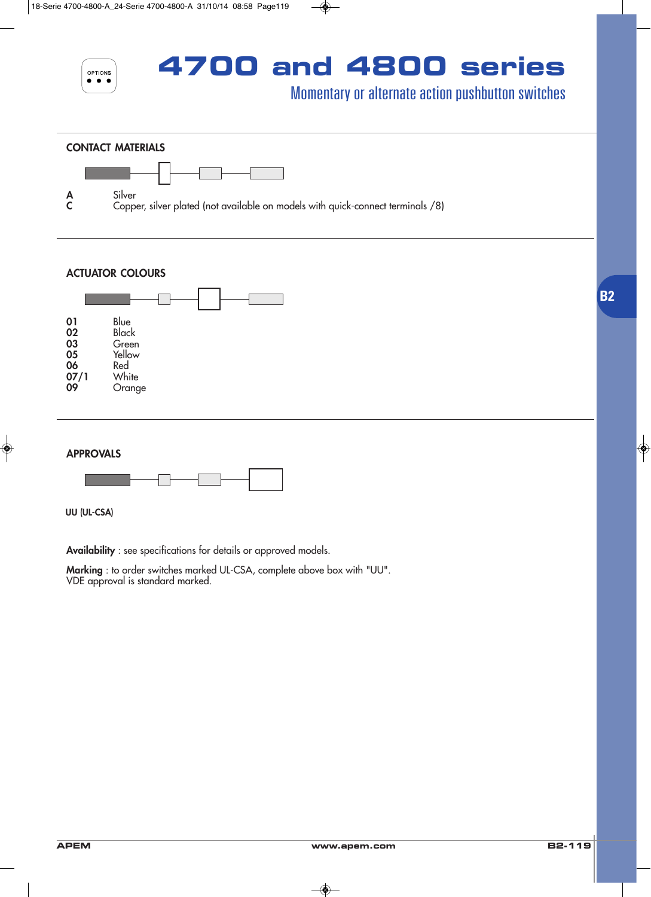# 4700 and 4800 series

## Momentary or alternate action pushbutton switches

### CONTACT MATERIALS

| | |
|---|---|
| **A** | Silver |
| **C** | Copper, silver plated (not available on models with quick-connect terminals /8) |

### ACTUATOR COLOURS

| | |
|---|---|
| **01** | Blue |
| **02** | Black |
| **03** | Green |
| **05** | Yellow |
| **06** | Red |
| **07/1** | White |
| **09** | Orange |

### APPROVALS

**UU (UL-CSA)**

**Availability** : see specifications for details or approved models.

**Marking** : to order switches marked UL-CSA, complete above box with "UU".
VDE approval is standard marked.